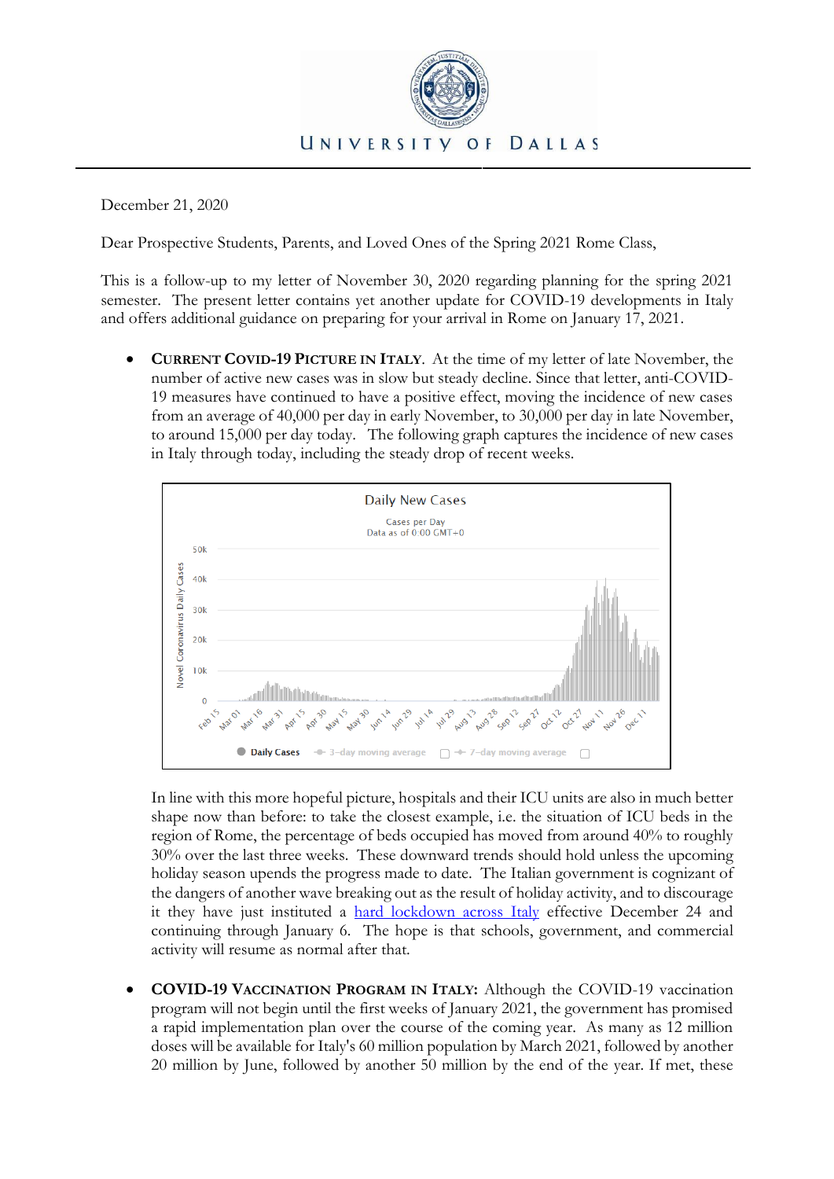UNIVERSITY OF DALLAS

December 21, 2020

Dear Prospective Students, Parents, and Loved Ones of the Spring 2021 Rome Class,

This is a follow-up to my letter of November 30, 2020 regarding planning for the spring 2021 semester. The present letter contains yet another update for COVID-19 developments in Italy and offers additional guidance on preparing for your arrival in Rome on January 17, 2021.

- **CURRENT COVID-19 PICTURE IN ITALY**. At the time of my letter of late November, the number of active new cases was in slow but steady decline. Since that letter, anti-COVID-19 measures have continued to have a positive effect, moving the incidence of new cases from an average of 40,000 per day in early November, to 30,000 per day in late November, to around 15,000 per day today. The following graph captures the incidence of new cases in Italy through today, including the steady drop of recent weeks.

  Daily New Cases

  Cases per Day
  Data as of 0:00 GMT+0

  In line with this more hopeful picture, hospitals and their ICU units are also in much better shape now than before: to take the closest example, i.e. the situation of ICU beds in the region of Rome, the percentage of beds occupied has moved from around 40% to roughly 30% over the last three weeks. These downward trends should hold unless the upcoming holiday season upends the progress made to date. The Italian government is cognizant of the dangers of another wave breaking out as the result of holiday activity, and to discourage it they have just instituted a [hard lockdown across Italy]() effective December 24 and continuing through January 6. The hope is that schools, government, and commercial activity will resume as normal after that.

- **COVID-19 VACCINATION PROGRAM IN ITALY:** Although the COVID-19 vaccination program will not begin until the first weeks of January 2021, the government has promised a rapid implementation plan over the course of the coming year. As many as 12 million doses will be available for Italy's 60 million population by March 2021, followed by another 20 million by June, followed by another 50 million by the end of the year. If met, these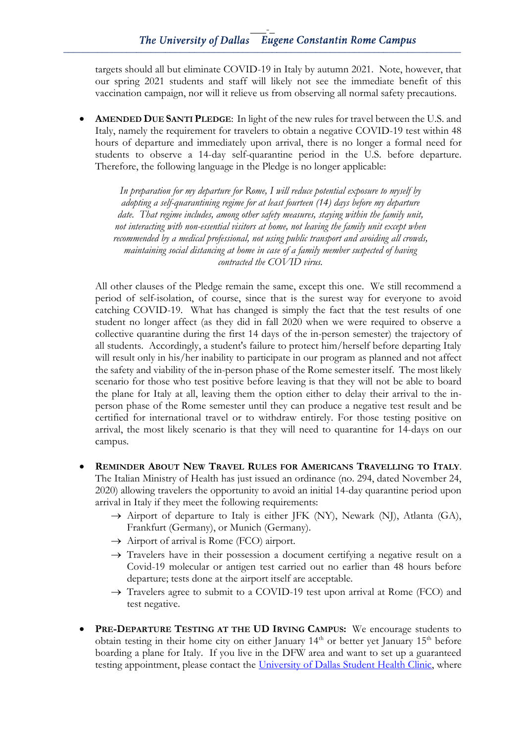targets should all but eliminate COVID-19 in Italy by autumn 2021. Note, however, that our spring 2021 students and staff will likely not see the immediate benefit of this vaccination campaign, nor will it relieve us from observing all normal safety precautions.

- **Amended Due Santi Pledge**: In light of the new rules for travel between the U.S. and Italy, namely the requirement for travelers to obtain a negative COVID-19 test within 48 hours of departure and immediately upon arrival, there is no longer a formal need for students to observe a 14-day self-quarantine period in the U.S. before departure. Therefore, the following language in the Pledge is no longer applicable:

  > *In preparation for my departure for Rome, I will reduce potential exposure to myself by adopting a self-quarantining regime for at least fourteen (14) days before my departure date. That regime includes, among other safety measures, staying within the family unit, not interacting with non-essential visitors at home, not leaving the family unit except when recommended by a medical professional, not using public transport and avoiding all crowds, maintaining social distancing at home in case of a family member suspected of having contracted the COVID virus.*

  All other clauses of the Pledge remain the same, except this one. We still recommend a period of self-isolation, of course, since that is the surest way for everyone to avoid catching COVID-19. What has changed is simply the fact that the test results of one student no longer affect (as they did in fall 2020 when we were required to observe a collective quarantine during the first 14 days of the in-person semester) the trajectory of all students. Accordingly, a student's failure to protect him/herself before departing Italy will result only in his/her inability to participate in our program as planned and not affect the safety and viability of the in-person phase of the Rome semester itself. The most likely scenario for those who test positive before leaving is that they will not be able to board the plane for Italy at all, leaving them the option either to delay their arrival to the in-person phase of the Rome semester until they can produce a negative test result and be certified for international travel or to withdraw entirely. For those testing positive on arrival, the most likely scenario is that they will need to quarantine for 14-days on our campus.

- **Reminder About New Travel Rules for Americans Travelling to Italy**. The Italian Ministry of Health has just issued an ordinance (no. 294, dated November 24, 2020) allowing travelers the opportunity to avoid an initial 14-day quarantine period upon arrival in Italy if they meet the following requirements:
  - → Airport of departure to Italy is either JFK (NY), Newark (NJ), Atlanta (GA), Frankfurt (Germany), or Munich (Germany).
  - → Airport of arrival is Rome (FCO) airport.
  - → Travelers have in their possession a document certifying a negative result on a Covid-19 molecular or antigen test carried out no earlier than 48 hours before departure; tests done at the airport itself are acceptable.
  - → Travelers agree to submit to a COVID-19 test upon arrival at Rome (FCO) and test negative.

- **Pre-Departure Testing at the UD Irving Campus:** We encourage students to obtain testing in their home city on either January 14th or better yet January 15th before boarding a plane for Italy. If you live in the DFW area and want to set up a guaranteed testing appointment, please contact the University of Dallas Student Health Clinic, where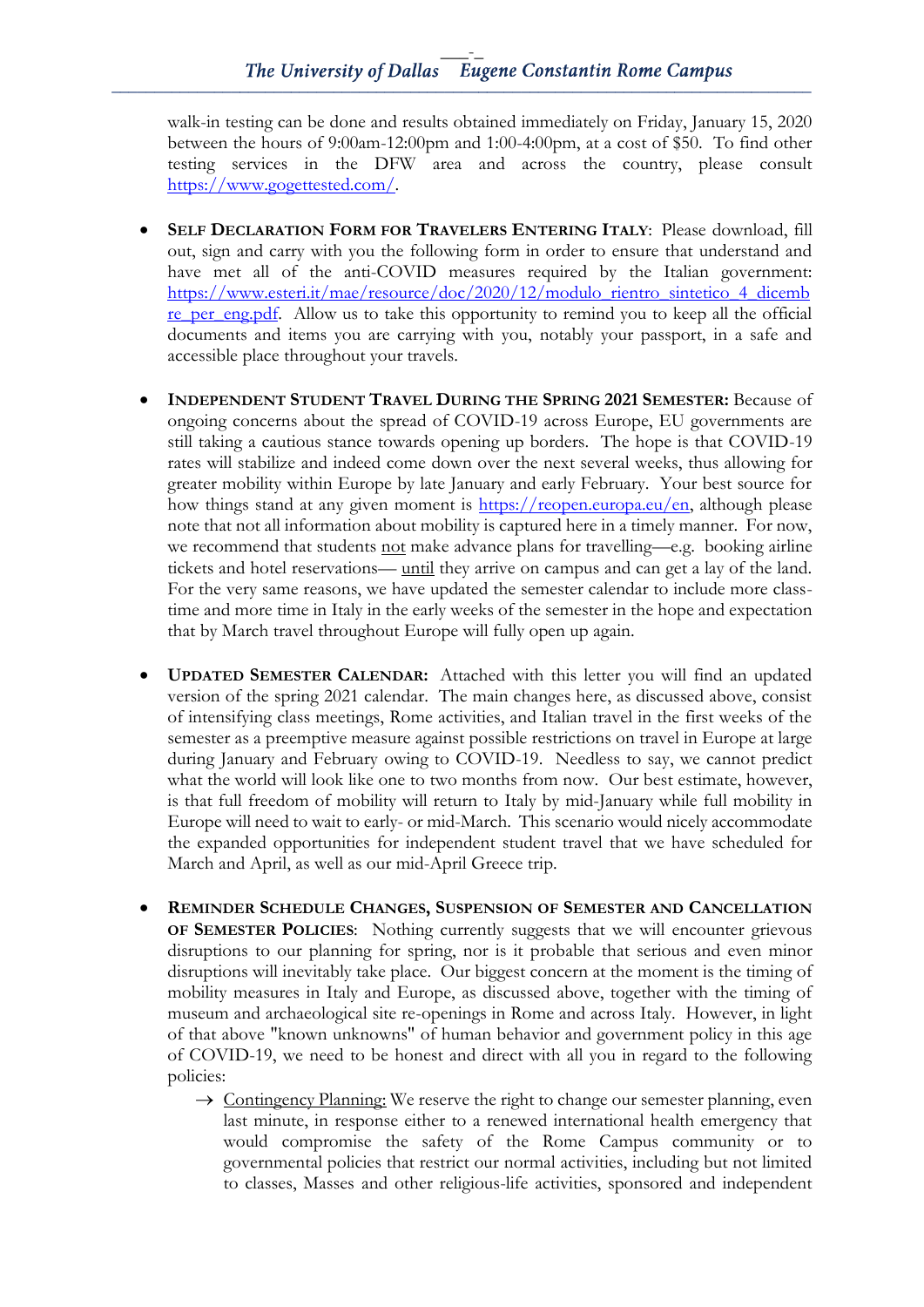walk-in testing can be done and results obtained immediately on Friday, January 15, 2020 between the hours of 9:00am-12:00pm and 1:00-4:00pm, at a cost of $50. To find other testing services in the DFW area and across the country, please consult https://www.gogettested.com/.

- **Self Declaration Form for Travelers Entering Italy**: Please download, fill out, sign and carry with you the following form in order to ensure that understand and have met all of the anti-COVID measures required by the Italian government: https://www.esteri.it/mae/resource/doc/2020/12/modulo_rientro_sintetico_4_dicembre_per_eng.pdf. Allow us to take this opportunity to remind you to keep all the official documents and items you are carrying with you, notably your passport, in a safe and accessible place throughout your travels.

- **Independent Student Travel During the Spring 2021 Semester:** Because of ongoing concerns about the spread of COVID-19 across Europe, EU governments are still taking a cautious stance towards opening up borders. The hope is that COVID-19 rates will stabilize and indeed come down over the next several weeks, thus allowing for greater mobility within Europe by late January and early February. Your best source for how things stand at any given moment is https://reopen.europa.eu/en, although please note that not all information about mobility is captured here in a timely manner. For now, we recommend that students not make advance plans for travelling—e.g. booking airline tickets and hotel reservations— until they arrive on campus and can get a lay of the land. For the very same reasons, we have updated the semester calendar to include more class-time and more time in Italy in the early weeks of the semester in the hope and expectation that by March travel throughout Europe will fully open up again.

- **Updated Semester Calendar:** Attached with this letter you will find an updated version of the spring 2021 calendar. The main changes here, as discussed above, consist of intensifying class meetings, Rome activities, and Italian travel in the first weeks of the semester as a preemptive measure against possible restrictions on travel in Europe at large during January and February owing to COVID-19. Needless to say, we cannot predict what the world will look like one to two months from now. Our best estimate, however, is that full freedom of mobility will return to Italy by mid-January while full mobility in Europe will need to wait to early- or mid-March. This scenario would nicely accommodate the expanded opportunities for independent student travel that we have scheduled for March and April, as well as our mid-April Greece trip.

- **Reminder Schedule Changes, Suspension of Semester and Cancellation of Semester Policies**: Nothing currently suggests that we will encounter grievous disruptions to our planning for spring, nor is it probable that serious and even minor disruptions will inevitably take place. Our biggest concern at the moment is the timing of mobility measures in Italy and Europe, as discussed above, together with the timing of museum and archaeological site re-openings in Rome and across Italy. However, in light of that above "known unknowns" of human behavior and government policy in this age of COVID-19, we need to be honest and direct with all you in regard to the following policies:
  - → Contingency Planning: We reserve the right to change our semester planning, even last minute, in response either to a renewed international health emergency that would compromise the safety of the Rome Campus community or to governmental policies that restrict our normal activities, including but not limited to classes, Masses and other religious-life activities, sponsored and independent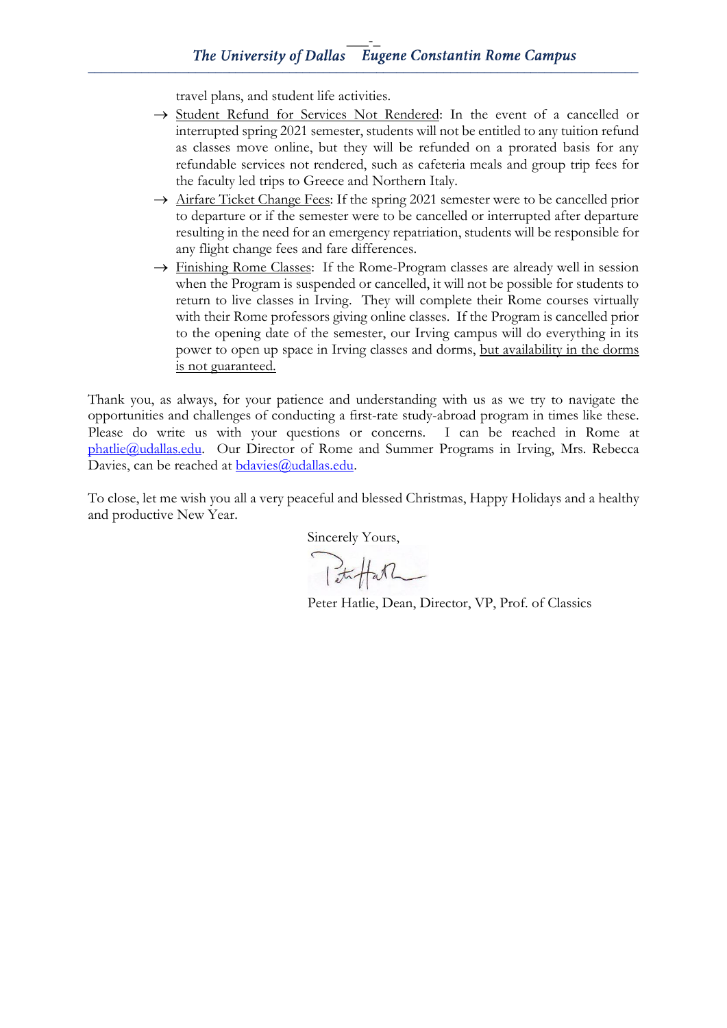travel plans, and student life activities.

→ Student Refund for Services Not Rendered: In the event of a cancelled or interrupted spring 2021 semester, students will not be entitled to any tuition refund as classes move online, but they will be refunded on a prorated basis for any refundable services not rendered, such as cafeteria meals and group trip fees for the faculty led trips to Greece and Northern Italy.

→ Airfare Ticket Change Fees: If the spring 2021 semester were to be cancelled prior to departure or if the semester were to be cancelled or interrupted after departure resulting in the need for an emergency repatriation, students will be responsible for any flight change fees and fare differences.

→ Finishing Rome Classes: If the Rome-Program classes are already well in session when the Program is suspended or cancelled, it will not be possible for students to return to live classes in Irving. They will complete their Rome courses virtually with their Rome professors giving online classes. If the Program is cancelled prior to the opening date of the semester, our Irving campus will do everything in its power to open up space in Irving classes and dorms, but availability in the dorms is not guaranteed.

Thank you, as always, for your patience and understanding with us as we try to navigate the opportunities and challenges of conducting a first-rate study-abroad program in times like these. Please do write us with your questions or concerns. I can be reached in Rome at phatlie@udallas.edu. Our Director of Rome and Summer Programs in Irving, Mrs. Rebecca Davies, can be reached at bdavies@udallas.edu.

To close, let me wish you all a very peaceful and blessed Christmas, Happy Holidays and a healthy and productive New Year.

Sincerely Yours,

Peter Hatlie, Dean, Director, VP, Prof. of Classics